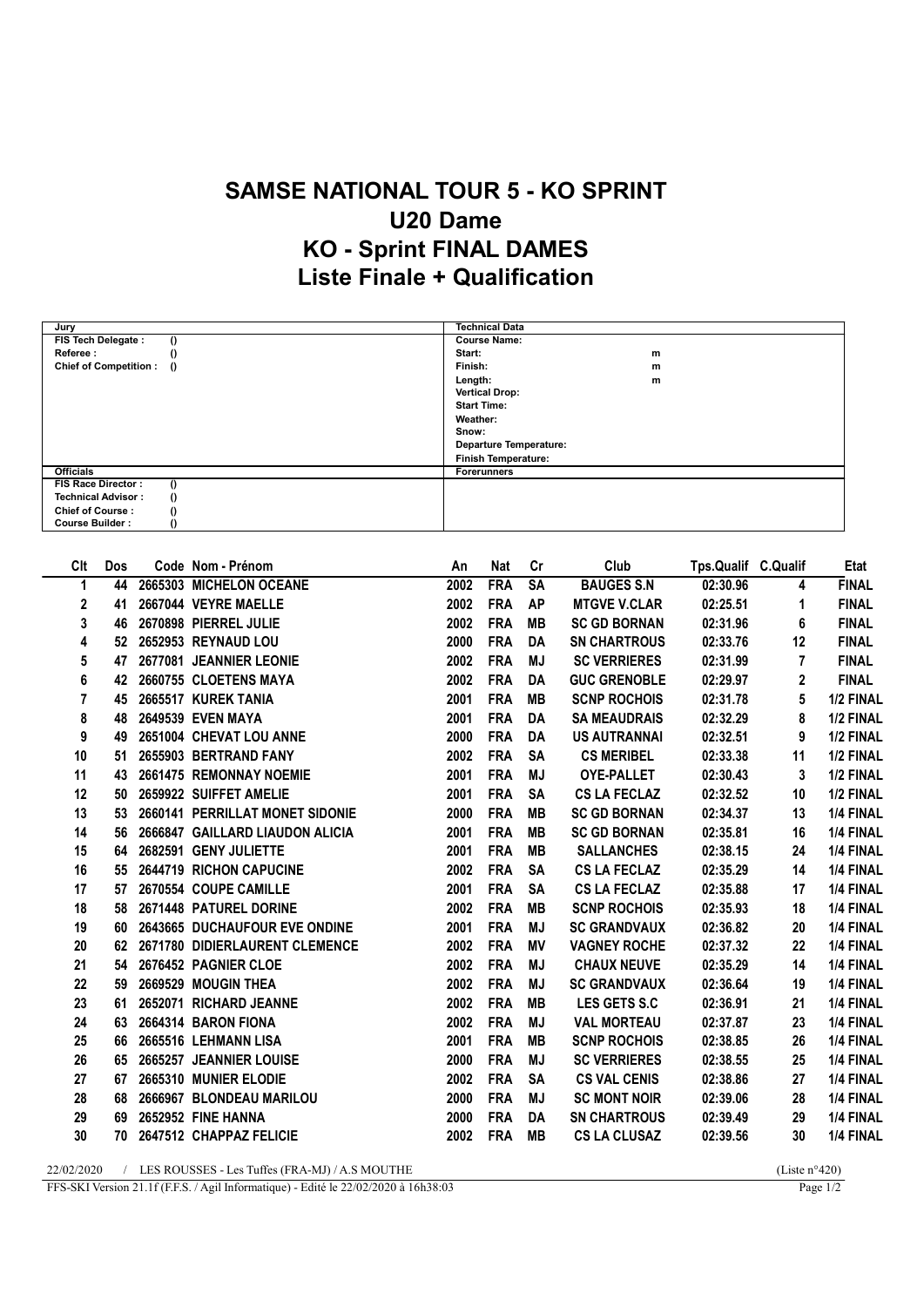# SAMSE NATIONAL TOUR 5 - KO SPRINT
# U20 Dame
# KO - Sprint FINAL DAMES
# Liste Finale + Qualification

| Jury | | Technical Data | |
|---|---|---|---|
| FIS Tech Delegate : | () | Course Name: | |
| Referee : | () | Start: | m |
| Chief of Competition : | () | Finish: | m |
| | | Length: | m |
| | | Vertical Drop: | |
| | | Start Time: | |
| | | Weather: | |
| | | Snow: | |
| | | Departure Temperature: | |
| | | Finish Temperature: | |
| **Officials** | | **Forerunners** | |
| FIS Race Director : | () | | |
| Technical Advisor : | () | | |
| Chief of Course : | () | | |
| Course Builder : | () | | |

| Clt | Dos | Code | Nom - Prénom | An | Nat | Cr | Club | Tps.Qualif | C.Qualif | Etat |
|---|---|---|---|---|---|---|---|---|---|---|
| 1 | 44 | 2665303 | MICHELON OCEANE | 2002 | FRA | SA | BAUGES S.N | 02:30.96 | 4 | FINAL |
| 2 | 41 | 2667044 | VEYRE MAELLE | 2002 | FRA | AP | MTGVE V.CLAR | 02:25.51 | 1 | FINAL |
| 3 | 46 | 2670898 | PIERREL JULIE | 2002 | FRA | MB | SC GD BORNAN | 02:31.96 | 6 | FINAL |
| 4 | 52 | 2652953 | REYNAUD LOU | 2000 | FRA | DA | SN CHARTROUS | 02:33.76 | 12 | FINAL |
| 5 | 47 | 2677081 | JEANNIER LEONIE | 2002 | FRA | MJ | SC VERRIERES | 02:31.99 | 7 | FINAL |
| 6 | 42 | 2660755 | CLOETENS MAYA | 2002 | FRA | DA | GUC GRENOBLE | 02:29.97 | 2 | FINAL |
| 7 | 45 | 2665517 | KUREK TANIA | 2001 | FRA | MB | SCNP ROCHOIS | 02:31.78 | 5 | 1/2 FINAL |
| 8 | 48 | 2649539 | EVEN MAYA | 2001 | FRA | DA | SA MEAUDRAIS | 02:32.29 | 8 | 1/2 FINAL |
| 9 | 49 | 2651004 | CHEVAT LOU ANNE | 2000 | FRA | DA | US AUTRANNAI | 02:32.51 | 9 | 1/2 FINAL |
| 10 | 51 | 2655903 | BERTRAND FANY | 2002 | FRA | SA | CS MERIBEL | 02:33.38 | 11 | 1/2 FINAL |
| 11 | 43 | 2661475 | REMONNAY NOEMIE | 2001 | FRA | MJ | OYE-PALLET | 02:30.43 | 3 | 1/2 FINAL |
| 12 | 50 | 2659922 | SUIFFET AMELIE | 2001 | FRA | SA | CS LA FECLAZ | 02:32.52 | 10 | 1/2 FINAL |
| 13 | 53 | 2660141 | PERRILLAT MONET SIDONIE | 2000 | FRA | MB | SC GD BORNAN | 02:34.37 | 13 | 1/4 FINAL |
| 14 | 56 | 2666847 | GAILLARD LIAUDON ALICIA | 2001 | FRA | MB | SC GD BORNAN | 02:35.81 | 16 | 1/4 FINAL |
| 15 | 64 | 2682591 | GENY JULIETTE | 2001 | FRA | MB | SALLANCHES | 02:38.15 | 24 | 1/4 FINAL |
| 16 | 55 | 2644719 | RICHON CAPUCINE | 2002 | FRA | SA | CS LA FECLAZ | 02:35.29 | 14 | 1/4 FINAL |
| 17 | 57 | 2670554 | COUPE CAMILLE | 2001 | FRA | SA | CS LA FECLAZ | 02:35.88 | 17 | 1/4 FINAL |
| 18 | 58 | 2671448 | PATUREL DORINE | 2002 | FRA | MB | SCNP ROCHOIS | 02:35.93 | 18 | 1/4 FINAL |
| 19 | 60 | 2643665 | DUCHAUFOUR EVE ONDINE | 2001 | FRA | MJ | SC GRANDVAUX | 02:36.82 | 20 | 1/4 FINAL |
| 20 | 62 | 2671780 | DIDIERLAURENT CLEMENCE | 2002 | FRA | MV | VAGNEY ROCHE | 02:37.32 | 22 | 1/4 FINAL |
| 21 | 54 | 2676452 | PAGNIER CLOE | 2002 | FRA | MJ | CHAUX NEUVE | 02:35.29 | 14 | 1/4 FINAL |
| 22 | 59 | 2669529 | MOUGIN THEA | 2002 | FRA | MJ | SC GRANDVAUX | 02:36.64 | 19 | 1/4 FINAL |
| 23 | 61 | 2652071 | RICHARD JEANNE | 2002 | FRA | MB | LES GETS S.C | 02:36.91 | 21 | 1/4 FINAL |
| 24 | 63 | 2664314 | BARON FIONA | 2002 | FRA | MJ | VAL MORTEAU | 02:37.87 | 23 | 1/4 FINAL |
| 25 | 66 | 2665516 | LEHMANN LISA | 2001 | FRA | MB | SCNP ROCHOIS | 02:38.85 | 26 | 1/4 FINAL |
| 26 | 65 | 2665257 | JEANNIER LOUISE | 2000 | FRA | MJ | SC VERRIERES | 02:38.55 | 25 | 1/4 FINAL |
| 27 | 67 | 2665310 | MUNIER ELODIE | 2002 | FRA | SA | CS VAL CENIS | 02:38.86 | 27 | 1/4 FINAL |
| 28 | 68 | 2666967 | BLONDEAU MARILOU | 2000 | FRA | MJ | SC MONT NOIR | 02:39.06 | 28 | 1/4 FINAL |
| 29 | 69 | 2652952 | FINE HANNA | 2000 | FRA | DA | SN CHARTROUS | 02:39.49 | 29 | 1/4 FINAL |
| 30 | 70 | 2647512 | CHAPPAZ FELICIE | 2002 | FRA | MB | CS LA CLUSAZ | 02:39.56 | 30 | 1/4 FINAL |

22/02/2020 / LES ROUSSES - Les Tuffes (FRA-MJ) / A.S MOUTHE (Liste n°420)

FFS-SKI Version 21.1f (F.F.S. / Agil Informatique) - Edité le 22/02/2020 à 16h38:03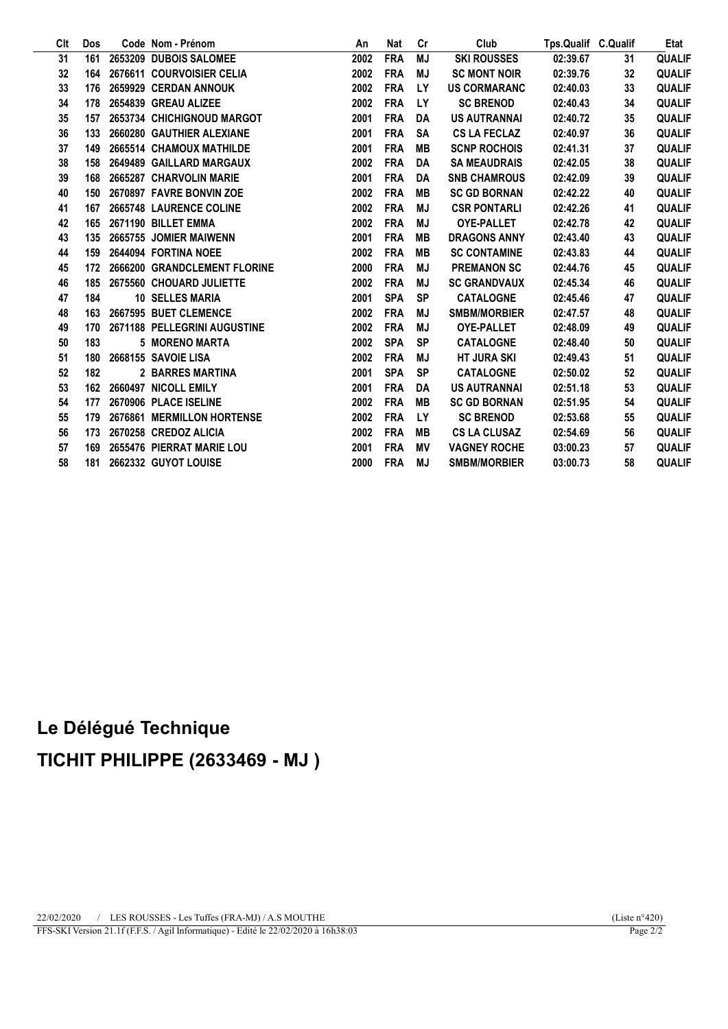| Clt | Dos | Code | Nom - Prénom | An | Nat | Cr | Club | Tps.Qualif | C.Qualif | Etat |
|---|---|---|---|---|---|---|---|---|---|---|
| 31 | 161 | 2653209 | DUBOIS SALOMEE | 2002 | FRA | MJ | SKI ROUSSES | 02:39.67 | 31 | QUALIF |
| 32 | 164 | 2676611 | COURVOISIER CELIA | 2002 | FRA | MJ | SC MONT NOIR | 02:39.76 | 32 | QUALIF |
| 33 | 176 | 2659929 | CERDAN ANNOUK | 2002 | FRA | LY | US CORMARANC | 02:40.03 | 33 | QUALIF |
| 34 | 178 | 2654839 | GREAU ALIZEE | 2002 | FRA | LY | SC BRENOD | 02:40.43 | 34 | QUALIF |
| 35 | 157 | 2653734 | CHICHIGNOUD MARGOT | 2001 | FRA | DA | US AUTRANNAI | 02:40.72 | 35 | QUALIF |
| 36 | 133 | 2660280 | GAUTHIER ALEXIANE | 2001 | FRA | SA | CS LA FECLAZ | 02:40.97 | 36 | QUALIF |
| 37 | 149 | 2665514 | CHAMOUX MATHILDE | 2001 | FRA | MB | SCNP ROCHOIS | 02:41.31 | 37 | QUALIF |
| 38 | 158 | 2649489 | GAILLARD MARGAUX | 2002 | FRA | DA | SA MEAUDRAIS | 02:42.05 | 38 | QUALIF |
| 39 | 168 | 2665287 | CHARVOLIN MARIE | 2001 | FRA | DA | SNB CHAMROUS | 02:42.09 | 39 | QUALIF |
| 40 | 150 | 2670897 | FAVRE BONVIN ZOE | 2002 | FRA | MB | SC GD BORNAN | 02:42.22 | 40 | QUALIF |
| 41 | 167 | 2665748 | LAURENCE COLINE | 2002 | FRA | MJ | CSR PONTARLI | 02:42.26 | 41 | QUALIF |
| 42 | 165 | 2671190 | BILLET EMMA | 2002 | FRA | MJ | OYE-PALLET | 02:42.78 | 42 | QUALIF |
| 43 | 135 | 2665755 | JOMIER MAIWENN | 2001 | FRA | MB | DRAGONS ANNY | 02:43.40 | 43 | QUALIF |
| 44 | 159 | 2644094 | FORTINA NOEE | 2002 | FRA | MB | SC CONTAMINE | 02:43.83 | 44 | QUALIF |
| 45 | 172 | 2666200 | GRANDCLEMENT FLORINE | 2000 | FRA | MJ | PREMANON SC | 02:44.76 | 45 | QUALIF |
| 46 | 185 | 2675560 | CHOUARD JULIETTE | 2002 | FRA | MJ | SC GRANDVAUX | 02:45.34 | 46 | QUALIF |
| 47 | 184 | 10 | SELLES MARIA | 2001 | SPA | SP | CATALOGNE | 02:45.46 | 47 | QUALIF |
| 48 | 163 | 2667595 | BUET CLEMENCE | 2002 | FRA | MJ | SMBM/MORBIER | 02:47.57 | 48 | QUALIF |
| 49 | 170 | 2671188 | PELLEGRINI AUGUSTINE | 2002 | FRA | MJ | OYE-PALLET | 02:48.09 | 49 | QUALIF |
| 50 | 183 | 5 | MORENO MARTA | 2002 | SPA | SP | CATALOGNE | 02:48.40 | 50 | QUALIF |
| 51 | 180 | 2668155 | SAVOIE LISA | 2002 | FRA | MJ | HT JURA SKI | 02:49.43 | 51 | QUALIF |
| 52 | 182 | 2 | BARRES MARTINA | 2001 | SPA | SP | CATALOGNE | 02:50.02 | 52 | QUALIF |
| 53 | 162 | 2660497 | NICOLL EMILY | 2001 | FRA | DA | US AUTRANNAI | 02:51.18 | 53 | QUALIF |
| 54 | 177 | 2670906 | PLACE ISELINE | 2002 | FRA | MB | SC GD BORNAN | 02:51.95 | 54 | QUALIF |
| 55 | 179 | 2676861 | MERMILLON HORTENSE | 2002 | FRA | LY | SC BRENOD | 02:53.68 | 55 | QUALIF |
| 56 | 173 | 2670258 | CREDOZ ALICIA | 2002 | FRA | MB | CS LA CLUSAZ | 02:54.69 | 56 | QUALIF |
| 57 | 169 | 2655476 | PIERRAT MARIE LOU | 2001 | FRA | MV | VAGNEY ROCHE | 03:00.23 | 57 | QUALIF |
| 58 | 181 | 2662332 | GUYOT LOUISE | 2000 | FRA | MJ | SMBM/MORBIER | 03:00.73 | 58 | QUALIF |

## Le Délégué Technique

## TICHIT PHILIPPE (2633469 - MJ )

22/02/2020 / LES ROUSSES - Les Tuffes (FRA-MJ) / A.S MOUTHE (Liste n°420)

FFS-SKI Version 21.1f (F.F.S. / Agil Informatique) - Edité le 22/02/2020 à 16h38:03